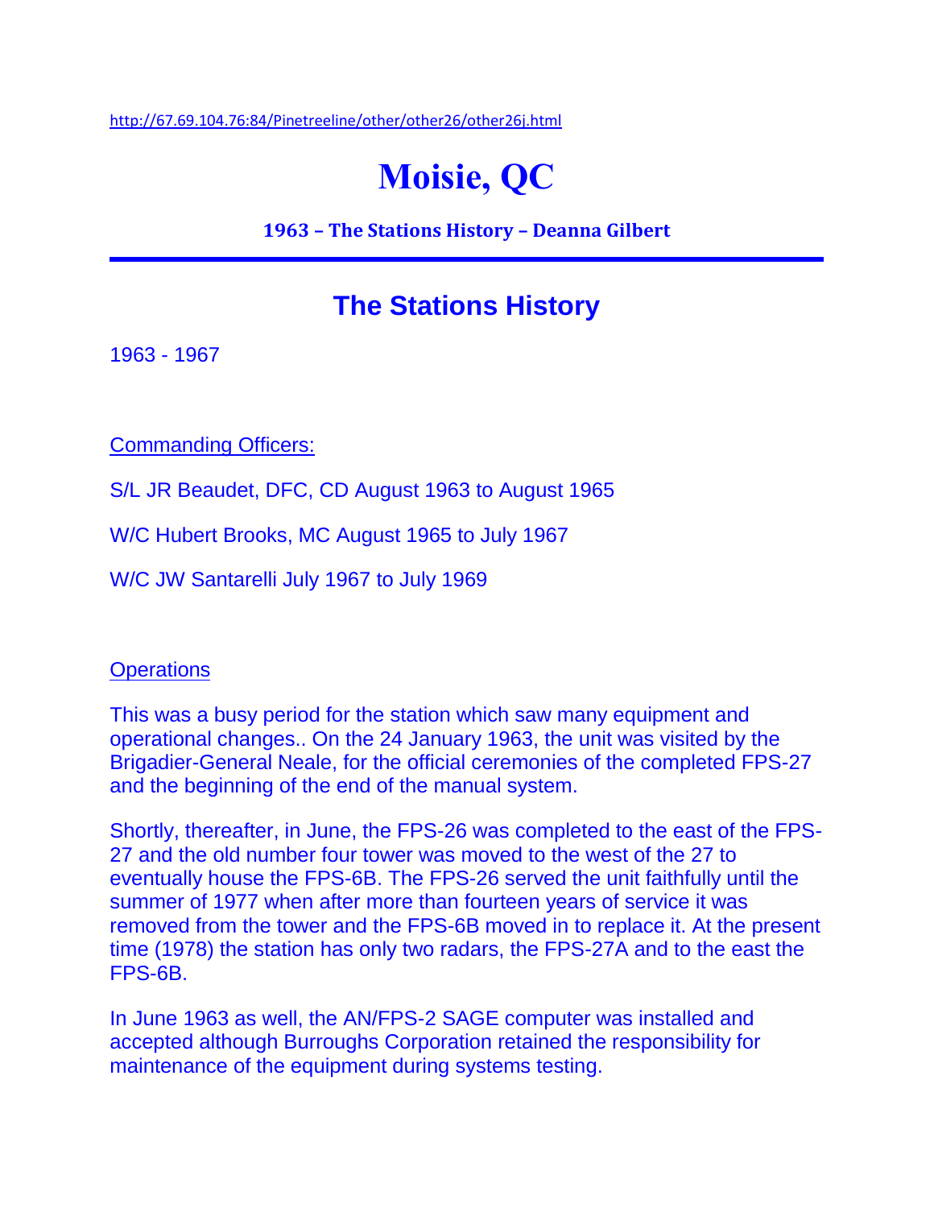http://67.69.104.76:84/Pinetreeline/other/other26/other26j.html

# Moisie, QC

**1963 – The Stations History – Deanna Gilbert**

## The Stations History

1963 - 1967

Commanding Officers:

S/L JR Beaudet, DFC, CD August 1963 to August 1965

W/C Hubert Brooks, MC August 1965 to July 1967

W/C JW Santarelli July 1967 to July 1969

Operations

This was a busy period for the station which saw many equipment and operational changes.. On the 24 January 1963, the unit was visited by the Brigadier-General Neale, for the official ceremonies of the completed FPS-27 and the beginning of the end of the manual system.

Shortly, thereafter, in June, the FPS-26 was completed to the east of the FPS-27 and the old number four tower was moved to the west of the 27 to eventually house the FPS-6B. The FPS-26 served the unit faithfully until the summer of 1977 when after more than fourteen years of service it was removed from the tower and the FPS-6B moved in to replace it. At the present time (1978) the station has only two radars, the FPS-27A and to the east the FPS-6B.

In June 1963 as well, the AN/FPS-2 SAGE computer was installed and accepted although Burroughs Corporation retained the responsibility for maintenance of the equipment during systems testing.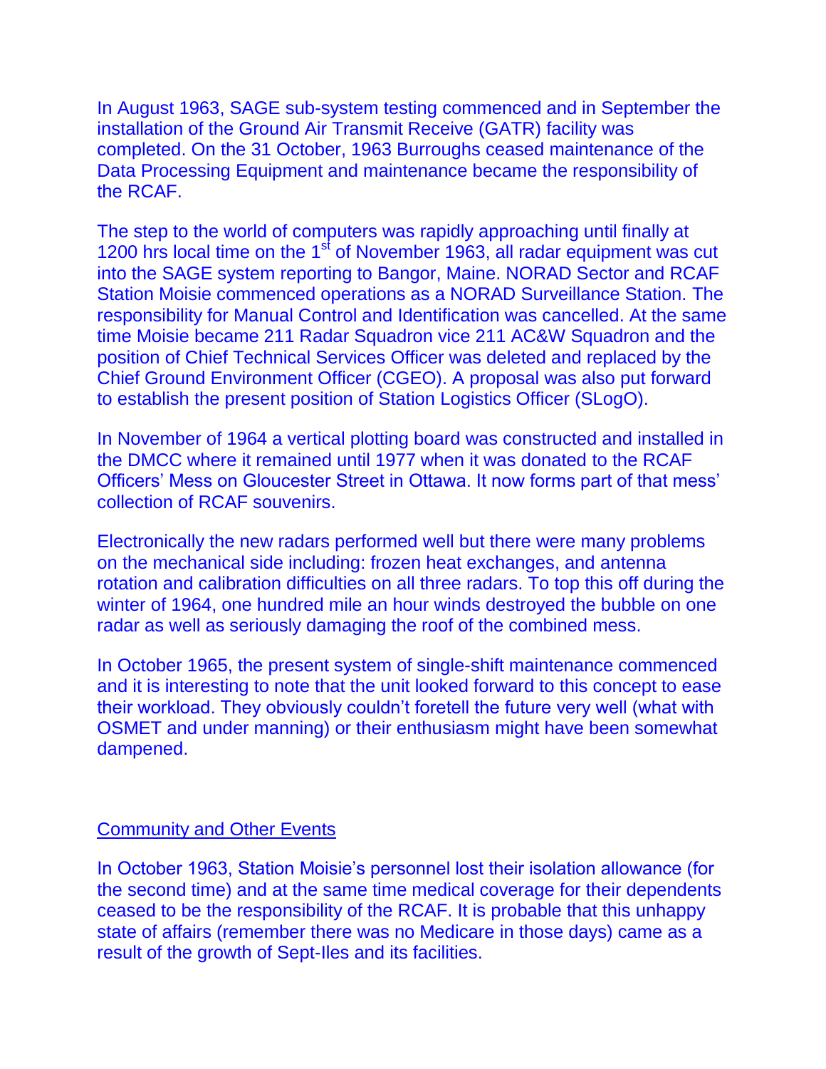In August 1963, SAGE sub-system testing commenced and in September the installation of the Ground Air Transmit Receive (GATR) facility was completed. On the 31 October, 1963 Burroughs ceased maintenance of the Data Processing Equipment and maintenance became the responsibility of the RCAF.

The step to the world of computers was rapidly approaching until finally at 1200 hrs local time on the 1st of November 1963, all radar equipment was cut into the SAGE system reporting to Bangor, Maine. NORAD Sector and RCAF Station Moisie commenced operations as a NORAD Surveillance Station. The responsibility for Manual Control and Identification was cancelled. At the same time Moisie became 211 Radar Squadron vice 211 AC&W Squadron and the position of Chief Technical Services Officer was deleted and replaced by the Chief Ground Environment Officer (CGEO). A proposal was also put forward to establish the present position of Station Logistics Officer (SLogO).

In November of 1964 a vertical plotting board was constructed and installed in the DMCC where it remained until 1977 when it was donated to the RCAF Officers' Mess on Gloucester Street in Ottawa. It now forms part of that mess' collection of RCAF souvenirs.

Electronically the new radars performed well but there were many problems on the mechanical side including: frozen heat exchanges, and antenna rotation and calibration difficulties on all three radars. To top this off during the winter of 1964, one hundred mile an hour winds destroyed the bubble on one radar as well as seriously damaging the roof of the combined mess.

In October 1965, the present system of single-shift maintenance commenced and it is interesting to note that the unit looked forward to this concept to ease their workload. They obviously couldn't foretell the future very well (what with OSMET and under manning) or their enthusiasm might have been somewhat dampened.

## Community and Other Events

In October 1963, Station Moisie's personnel lost their isolation allowance (for the second time) and at the same time medical coverage for their dependents ceased to be the responsibility of the RCAF. It is probable that this unhappy state of affairs (remember there was no Medicare in those days) came as a result of the growth of Sept-Iles and its facilities.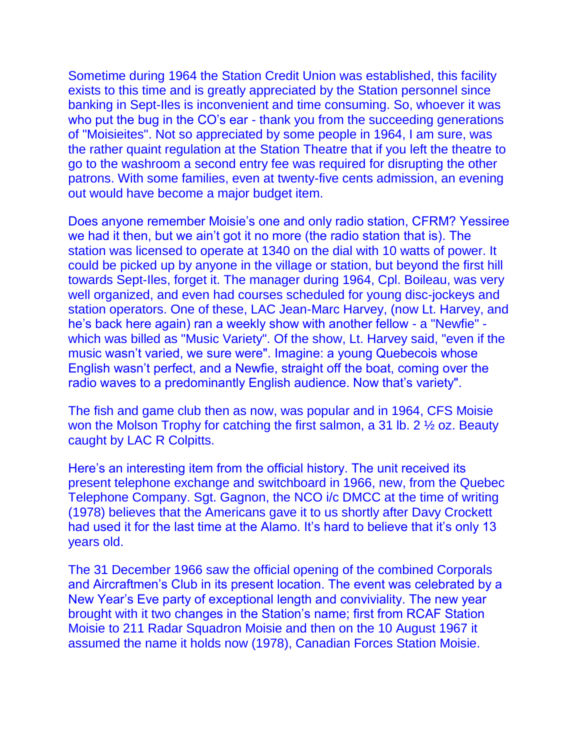Sometime during 1964 the Station Credit Union was established, this facility exists to this time and is greatly appreciated by the Station personnel since banking in Sept-Iles is inconvenient and time consuming. So, whoever it was who put the bug in the CO's ear - thank you from the succeeding generations of "Moisieites". Not so appreciated by some people in 1964, I am sure, was the rather quaint regulation at the Station Theatre that if you left the theatre to go to the washroom a second entry fee was required for disrupting the other patrons. With some families, even at twenty-five cents admission, an evening out would have become a major budget item.

Does anyone remember Moisie's one and only radio station, CFRM? Yessiree we had it then, but we ain't got it no more (the radio station that is). The station was licensed to operate at 1340 on the dial with 10 watts of power. It could be picked up by anyone in the village or station, but beyond the first hill towards Sept-Iles, forget it. The manager during 1964, Cpl. Boileau, was very well organized, and even had courses scheduled for young disc-jockeys and station operators. One of these, LAC Jean-Marc Harvey, (now Lt. Harvey, and he's back here again) ran a weekly show with another fellow - a "Newfie" - which was billed as "Music Variety". Of the show, Lt. Harvey said, "even if the music wasn't varied, we sure were". Imagine: a young Quebecois whose English wasn't perfect, and a Newfie, straight off the boat, coming over the radio waves to a predominantly English audience. Now that's variety".

The fish and game club then as now, was popular and in 1964, CFS Moisie won the Molson Trophy for catching the first salmon, a 31 lb. 2 ½ oz. Beauty caught by LAC R Colpitts.

Here's an interesting item from the official history. The unit received its present telephone exchange and switchboard in 1966, new, from the Quebec Telephone Company. Sgt. Gagnon, the NCO i/c DMCC at the time of writing (1978) believes that the Americans gave it to us shortly after Davy Crockett had used it for the last time at the Alamo. It's hard to believe that it's only 13 years old.

The 31 December 1966 saw the official opening of the combined Corporals and Aircraftmen's Club in its present location. The event was celebrated by a New Year's Eve party of exceptional length and conviviality. The new year brought with it two changes in the Station's name; first from RCAF Station Moisie to 211 Radar Squadron Moisie and then on the 10 August 1967 it assumed the name it holds now (1978), Canadian Forces Station Moisie.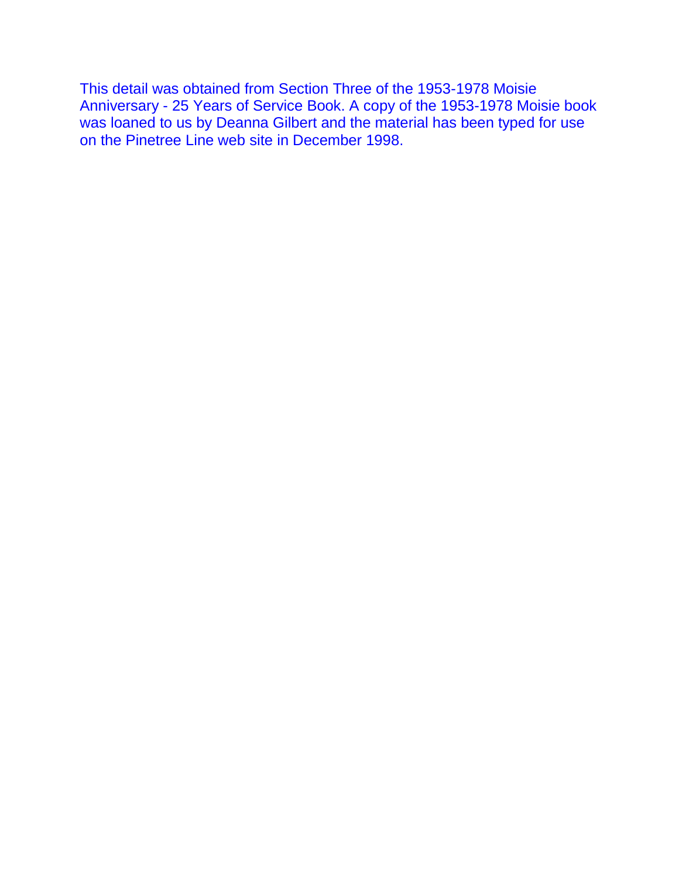This detail was obtained from Section Three of the 1953-1978 Moisie Anniversary - 25 Years of Service Book. A copy of the 1953-1978 Moisie book was loaned to us by Deanna Gilbert and the material has been typed for use on the Pinetree Line web site in December 1998.